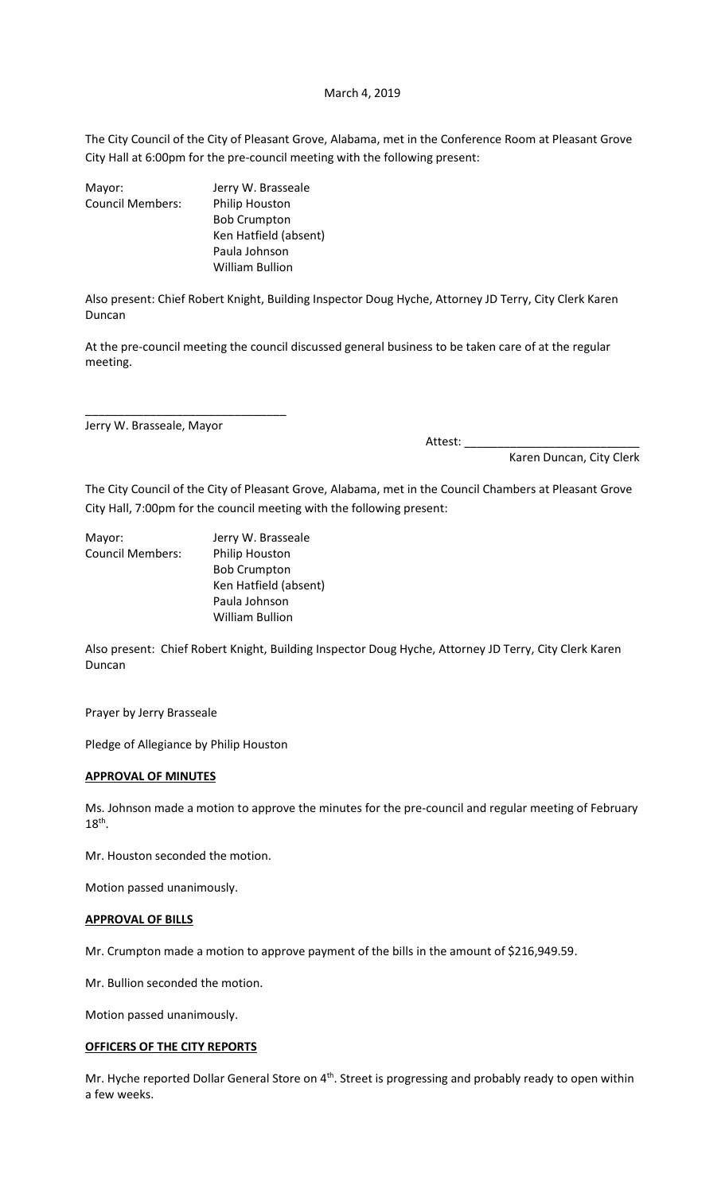March 4, 2019

The City Council of the City of Pleasant Grove, Alabama, met in the Conference Room at Pleasant Grove City Hall at 6:00pm for the pre-council meeting with the following present:

Mayor: Jerry W. Brasseale
Council Members: Philip Houston
Bob Crumpton
Ken Hatfield (absent)
Paula Johnson
William Bullion

Also present: Chief Robert Knight, Building Inspector Doug Hyche, Attorney JD Terry, City Clerk Karen Duncan

At the pre-council meeting the council discussed general business to be taken care of at the regular meeting.

\_\_\_\_\_\_\_\_\_\_\_\_\_\_\_\_\_\_\_\_\_\_\_\_\_\_\_\_\_\_
Jerry W. Brasseale, Mayor

Attest: \_\_\_\_\_\_\_\_\_\_\_\_\_\_\_\_\_\_\_\_\_\_\_\_\_\_
Karen Duncan, City Clerk

The City Council of the City of Pleasant Grove, Alabama, met in the Council Chambers at Pleasant Grove City Hall, 7:00pm for the council meeting with the following present:

Mayor: Jerry W. Brasseale
Council Members: Philip Houston
Bob Crumpton
Ken Hatfield (absent)
Paula Johnson
William Bullion

Also present: Chief Robert Knight, Building Inspector Doug Hyche, Attorney JD Terry, City Clerk Karen Duncan

Prayer by Jerry Brasseale

Pledge of Allegiance by Philip Houston

**APPROVAL OF MINUTES**

Ms. Johnson made a motion to approve the minutes for the pre-council and regular meeting of February 18th.

Mr. Houston seconded the motion.

Motion passed unanimously.

**APPROVAL OF BILLS**

Mr. Crumpton made a motion to approve payment of the bills in the amount of $216,949.59.

Mr. Bullion seconded the motion.

Motion passed unanimously.

**OFFICERS OF THE CITY REPORTS**

Mr. Hyche reported Dollar General Store on 4th. Street is progressing and probably ready to open within a few weeks.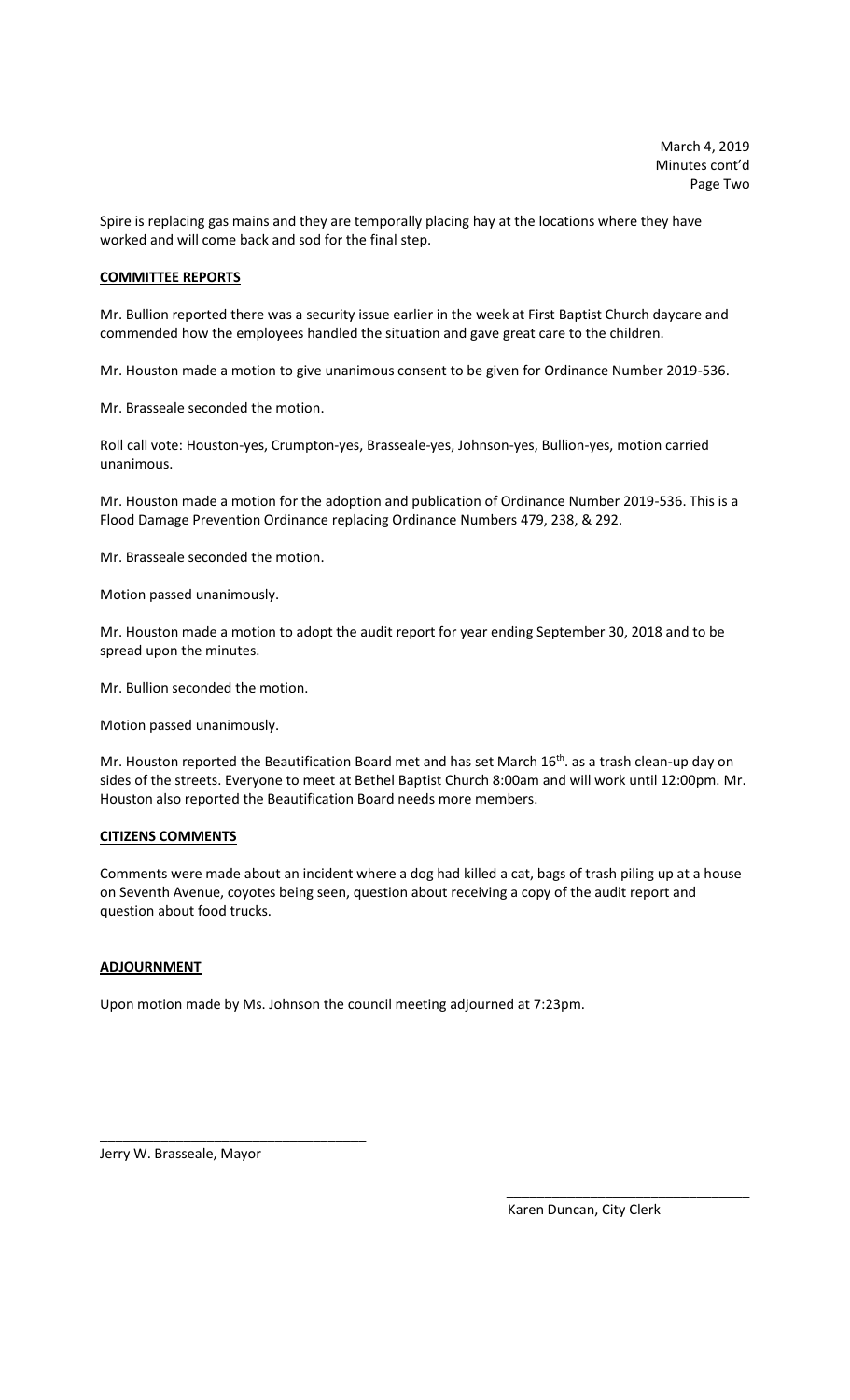March 4, 2019
Minutes cont'd
Page Two

Spire is replacing gas mains and they are temporally placing hay at the locations where they have worked and will come back and sod for the final step.

**COMMITTEE REPORTS**

Mr. Bullion reported there was a security issue earlier in the week at First Baptist Church daycare and commended how the employees handled the situation and gave great care to the children.

Mr. Houston made a motion to give unanimous consent to be given for Ordinance Number 2019-536.

Mr. Brasseale seconded the motion.

Roll call vote: Houston-yes, Crumpton-yes, Brasseale-yes, Johnson-yes, Bullion-yes, motion carried unanimous.

Mr. Houston made a motion for the adoption and publication of Ordinance Number 2019-536. This is a Flood Damage Prevention Ordinance replacing Ordinance Numbers 479, 238, & 292.

Mr. Brasseale seconded the motion.

Motion passed unanimously.

Mr. Houston made a motion to adopt the audit report for year ending September 30, 2018 and to be spread upon the minutes.

Mr. Bullion seconded the motion.

Motion passed unanimously.

Mr. Houston reported the Beautification Board met and has set March 16th. as a trash clean-up day on sides of the streets. Everyone to meet at Bethel Baptist Church 8:00am and will work until 12:00pm. Mr. Houston also reported the Beautification Board needs more members.

**CITIZENS COMMENTS**

Comments were made about an incident where a dog had killed a cat, bags of trash piling up at a house on Seventh Avenue, coyotes being seen, question about receiving a copy of the audit report and question about food trucks.

**ADJOURNMENT**

Upon motion made by Ms. Johnson the council meeting adjourned at 7:23pm.

\_\_\_\_\_\_\_\_\_\_\_\_\_\_\_\_\_\_\_\_\_\_\_\_\_\_\_\_\_\_\_\_\_\_\_
Jerry W. Brasseale, Mayor

\_\_\_\_\_\_\_\_\_\_\_\_\_\_\_\_\_\_\_\_\_\_\_\_\_\_\_\_\_\_\_\_\_\_\_
Karen Duncan, City Clerk